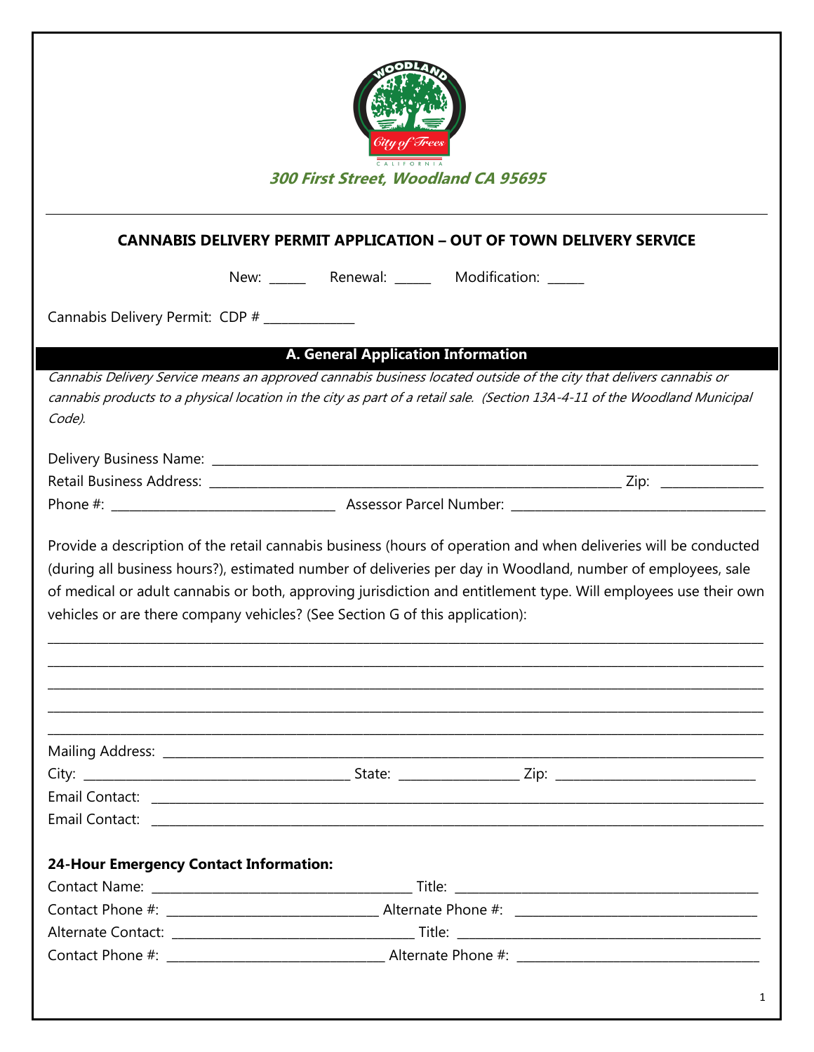300 First Street, Woodland CA 95695

---

## CANNABIS DELIVERY PERMIT APPLICATION – OUT OF TOWN DELIVERY SERVICE

New: ______ Renewal: ______ Modification: ______

Cannabis Delivery Permit: CDP # ______________

### A. General Application Information

*Cannabis Delivery Service means an approved cannabis business located outside of the city that delivers cannabis or cannabis products to a physical location in the city as part of a retail sale. (Section 13A-4-11 of the Woodland Municipal Code).*

Delivery Business Name: ____________________________________________

Retail Business Address: ____________________________________________ Zip: ______________

Phone #: ______________________________ Assessor Parcel Number: ______________________________

Provide a description of the retail cannabis business (hours of operation and when deliveries will be conducted (during all business hours?), estimated number of deliveries per day in Woodland, number of employees, sale of medical or adult cannabis or both, approving jurisdiction and entitlement type. Will employees use their own vehicles or are there company vehicles? (See Section G of this application):

______________________________________________________________________________

______________________________________________________________________________

______________________________________________________________________________

______________________________________________________________________________

______________________________________________________________________________

Mailing Address: ____________________________________________

City: ______________________________ State: ______________ Zip: ______________________

Email Contact: ____________________________________________

Email Contact: ____________________________________________

**24-Hour Emergency Contact Information:**

Contact Name: ______________________________ Title: ______________________________

Contact Phone #: ______________________________ Alternate Phone #: ______________________________

Alternate Contact: ______________________________ Title: ______________________________

Contact Phone #: ______________________________ Alternate Phone #: ______________________________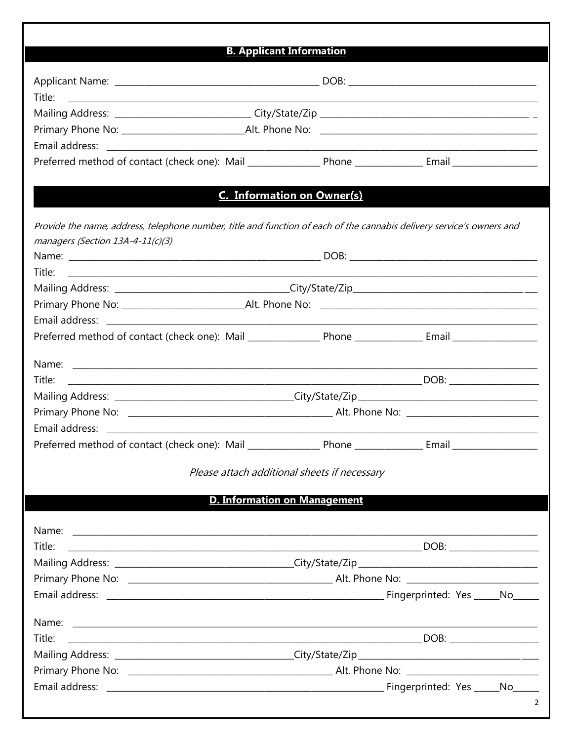## B. Applicant Information

Applicant Name: ____________________________________________ DOB: ________________________________________

Title: ____________________________________________________________________________________________

Mailing Address: _____________________________ City/State/Zip ______________________________________________ _

Primary Phone No: ___________________________Alt. Phone No: ______________________________________________

Email address: ______________________________________________________________________________________

Preferred method of contact (check one): Mail _______________ Phone ______________ Email __________________

## C. Information on Owner(s)

*Provide the name, address, telephone number, title and function of each of the cannabis delivery service's owners and managers (Section 13A-4-11(c)(3)*

Name: ________________________________________________________ DOB: ________________________________________

Title: ____________________________________________________________________________________________

Mailing Address: ______________________________________City/State/Zip________________________________________ ___

Primary Phone No: ___________________________Alt. Phone No: ______________________________________________

Email address: ______________________________________________________________________________________

Preferred method of contact (check one): Mail _______________ Phone ______________ Email __________________

Name: ____________________________________________________________________________________________

Title: ___________________________________________________________________________ DOB: ___________________

Mailing Address: ______________________________________City/State/Zip________________________________________

Primary Phone No: ____________________________________________ Alt. Phone No: ____________________________

Email address: ______________________________________________________________________________________

Preferred method of contact (check one): Mail _______________ Phone ______________ Email __________________

*Please attach additional sheets if necessary*

## D. Information on Management

Name: ____________________________________________________________________________________________

Title: ___________________________________________________________________________ DOB: ___________________

Mailing Address: ______________________________________City/State/Zip________________________________________

Primary Phone No: ____________________________________________ Alt. Phone No: ____________________________

Email address: ______________________________________________________________ Fingerprinted: Yes _____No_____

Name: ____________________________________________________________________________________________

Title: ___________________________________________________________________________ DOB: ___________________

Mailing Address: ______________________________________City/State/Zip____________________________________ ____

Primary Phone No: ____________________________________________ Alt. Phone No: ____________________________

Email address: ______________________________________________________________ Fingerprinted: Yes _____No_____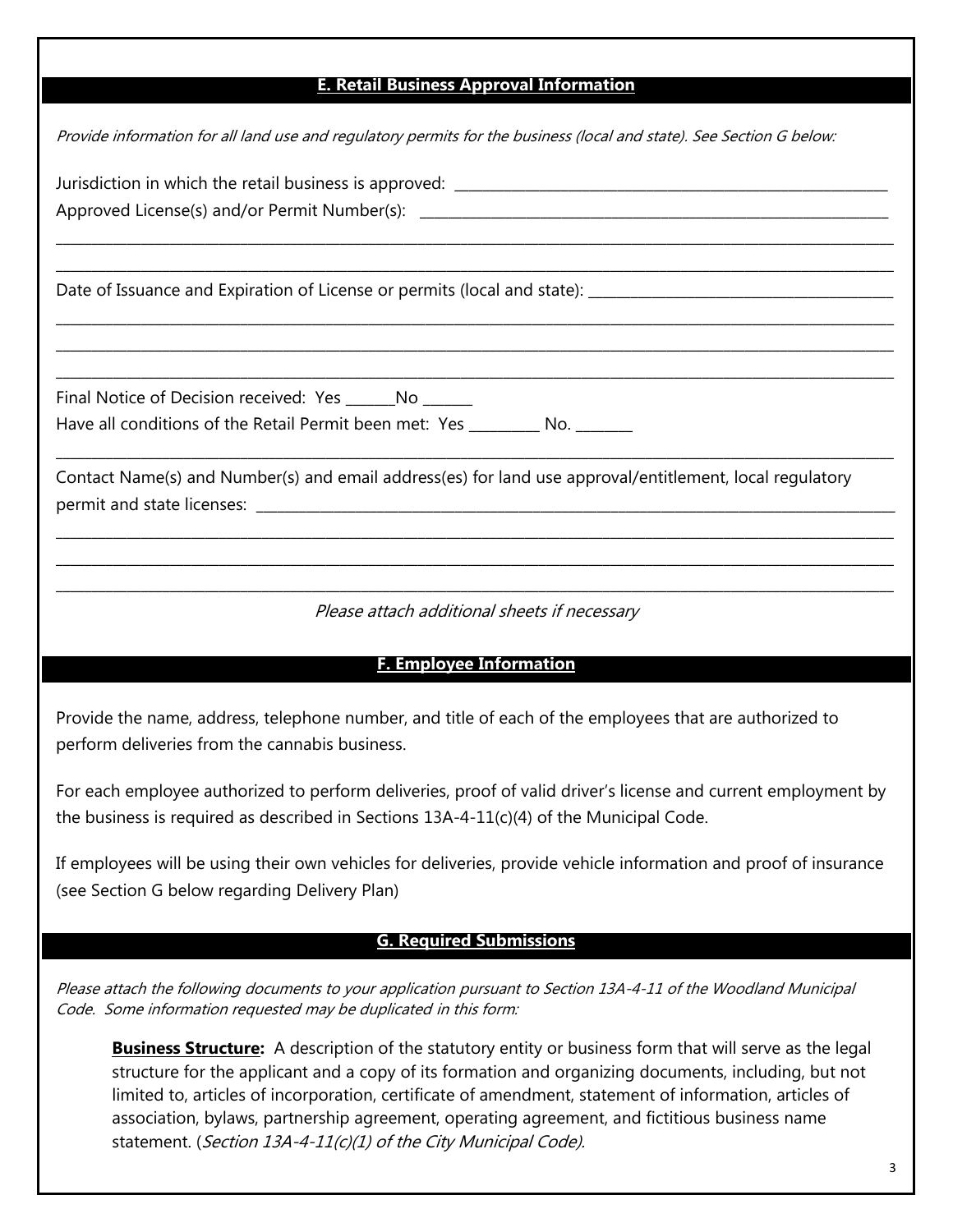## E. Retail Business Approval Information

*Provide information for all land use and regulatory permits for the business (local and state). See Section G below:*

Jurisdiction in which the retail business is approved: ______________________________

Approved License(s) and/or Permit Number(s): ______________________________

______________________________________________________________________________

______________________________________________________________________________

Date of Issuance and Expiration of License or permits (local and state): ______________________________

______________________________________________________________________________

______________________________________________________________________________

______________________________________________________________________________

Final Notice of Decision received: Yes _______No _______

Have all conditions of the Retail Permit been met: Yes _________ No. ________

______________________________________________________________________________

Contact Name(s) and Number(s) and email address(es) for land use approval/entitlement, local regulatory permit and state licenses: ______________________________

______________________________________________________________________________

______________________________________________________________________________

______________________________________________________________________________

*Please attach additional sheets if necessary*

## F. Employee Information

Provide the name, address, telephone number, and title of each of the employees that are authorized to perform deliveries from the cannabis business.

For each employee authorized to perform deliveries, proof of valid driver's license and current employment by the business is required as described in Sections 13A-4-11(c)(4) of the Municipal Code.

If employees will be using their own vehicles for deliveries, provide vehicle information and proof of insurance (see Section G below regarding Delivery Plan)

## G. Required Submissions

*Please attach the following documents to your application pursuant to Section 13A-4-11 of the Woodland Municipal Code. Some information requested may be duplicated in this form:*

**Business Structure:** A description of the statutory entity or business form that will serve as the legal structure for the applicant and a copy of its formation and organizing documents, including, but not limited to, articles of incorporation, certificate of amendment, statement of information, articles of association, bylaws, partnership agreement, operating agreement, and fictitious business name statement. (*Section 13A-4-11(c)(1) of the City Municipal Code).*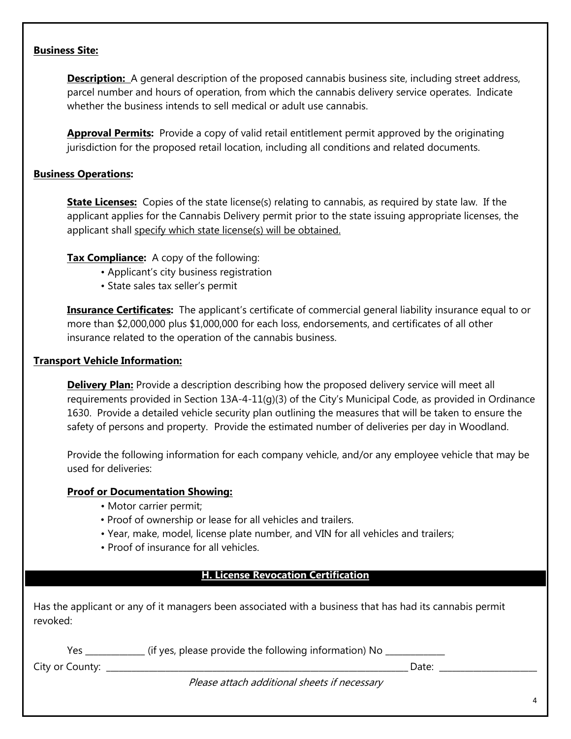**Business Site:**

**Description:** A general description of the proposed cannabis business site, including street address, parcel number and hours of operation, from which the cannabis delivery service operates. Indicate whether the business intends to sell medical or adult use cannabis.

**Approval Permits:** Provide a copy of valid retail entitlement permit approved by the originating jurisdiction for the proposed retail location, including all conditions and related documents.

**Business Operations:**

**State Licenses:** Copies of the state license(s) relating to cannabis, as required by state law. If the applicant applies for the Cannabis Delivery permit prior to the state issuing appropriate licenses, the applicant shall specify which state license(s) will be obtained.

**Tax Compliance:** A copy of the following:

- Applicant's city business registration
- State sales tax seller's permit

**Insurance Certificates:** The applicant's certificate of commercial general liability insurance equal to or more than $2,000,000 plus $1,000,000 for each loss, endorsements, and certificates of all other insurance related to the operation of the cannabis business.

**Transport Vehicle Information:**

**Delivery Plan:** Provide a description describing how the proposed delivery service will meet all requirements provided in Section 13A-4-11(g)(3) of the City's Municipal Code, as provided in Ordinance 1630. Provide a detailed vehicle security plan outlining the measures that will be taken to ensure the safety of persons and property. Provide the estimated number of deliveries per day in Woodland.

Provide the following information for each company vehicle, and/or any employee vehicle that may be used for deliveries:

**Proof or Documentation Showing:**

- Motor carrier permit;
- Proof of ownership or lease for all vehicles and trailers.
- Year, make, model, license plate number, and VIN for all vehicles and trailers;
- Proof of insurance for all vehicles.

## H. License Revocation Certification

Has the applicant or any of it managers been associated with a business that has had its cannabis permit revoked:

Yes _____________ (if yes, please provide the following information) No _____________

City or County: ______________________________________________________________________ Date: ______________________

*Please attach additional sheets if necessary*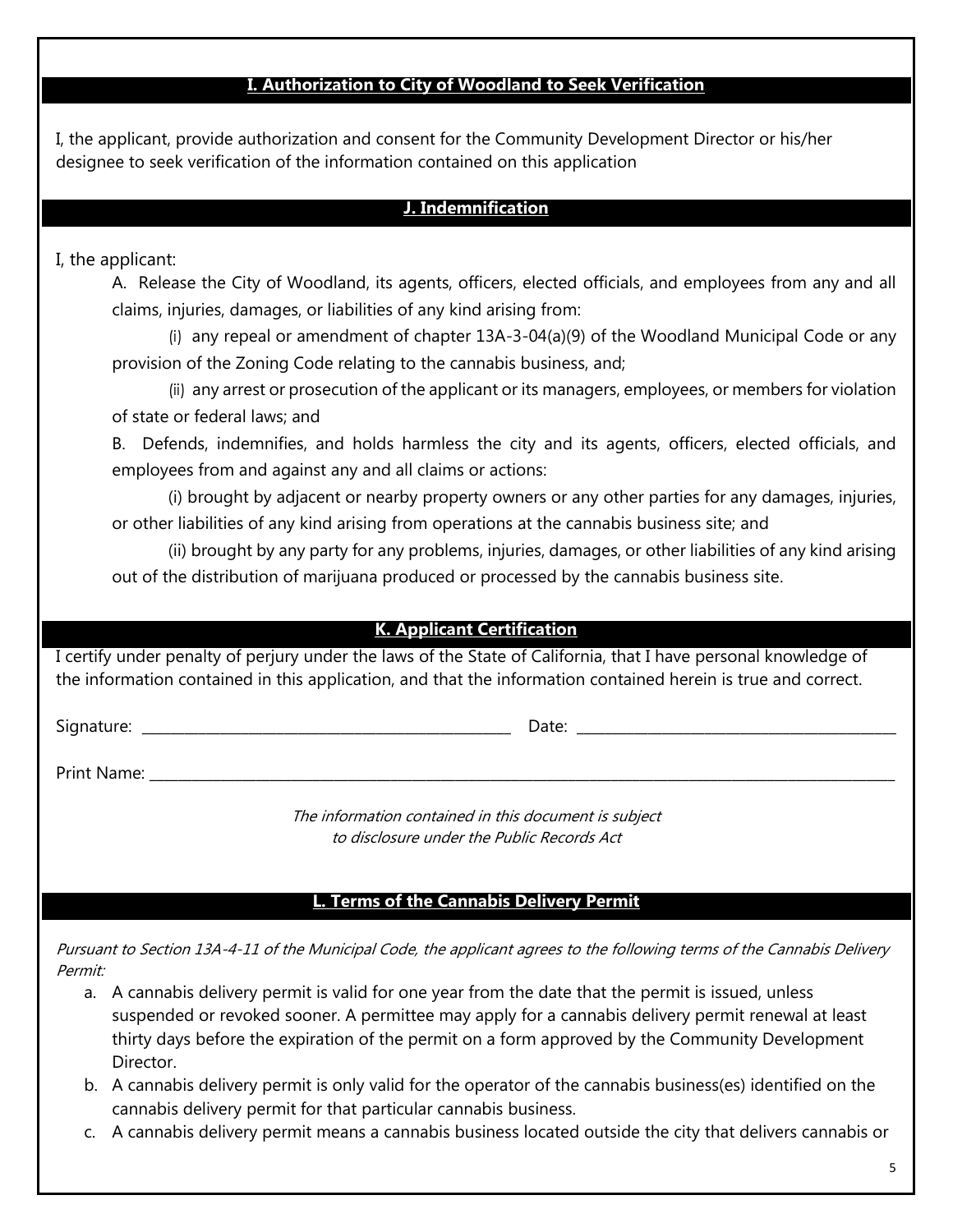## I. Authorization to City of Woodland to Seek Verification

I, the applicant, provide authorization and consent for the Community Development Director or his/her designee to seek verification of the information contained on this application

## J. Indemnification

I, the applicant:

A. Release the City of Woodland, its agents, officers, elected officials, and employees from any and all claims, injuries, damages, or liabilities of any kind arising from:

(i) any repeal or amendment of chapter 13A-3-04(a)(9) of the Woodland Municipal Code or any provision of the Zoning Code relating to the cannabis business, and;

(ii) any arrest or prosecution of the applicant or its managers, employees, or members for violation of state or federal laws; and

B. Defends, indemnifies, and holds harmless the city and its agents, officers, elected officials, and employees from and against any and all claims or actions:

(i) brought by adjacent or nearby property owners or any other parties for any damages, injuries, or other liabilities of any kind arising from operations at the cannabis business site; and

(ii) brought by any party for any problems, injuries, damages, or other liabilities of any kind arising out of the distribution of marijuana produced or processed by the cannabis business site.

## K. Applicant Certification

I certify under penalty of perjury under the laws of the State of California, that I have personal knowledge of the information contained in this application, and that the information contained herein is true and correct.

Signature: ______________________________ Date: ______________________________

Print Name: ____________________________________________________________

*The information contained in this document is subject to disclosure under the Public Records Act*

## L. Terms of the Cannabis Delivery Permit

*Pursuant to Section 13A-4-11 of the Municipal Code, the applicant agrees to the following terms of the Cannabis Delivery Permit:*

a. A cannabis delivery permit is valid for one year from the date that the permit is issued, unless suspended or revoked sooner. A permittee may apply for a cannabis delivery permit renewal at least thirty days before the expiration of the permit on a form approved by the Community Development Director.

b. A cannabis delivery permit is only valid for the operator of the cannabis business(es) identified on the cannabis delivery permit for that particular cannabis business.

c. A cannabis delivery permit means a cannabis business located outside the city that delivers cannabis or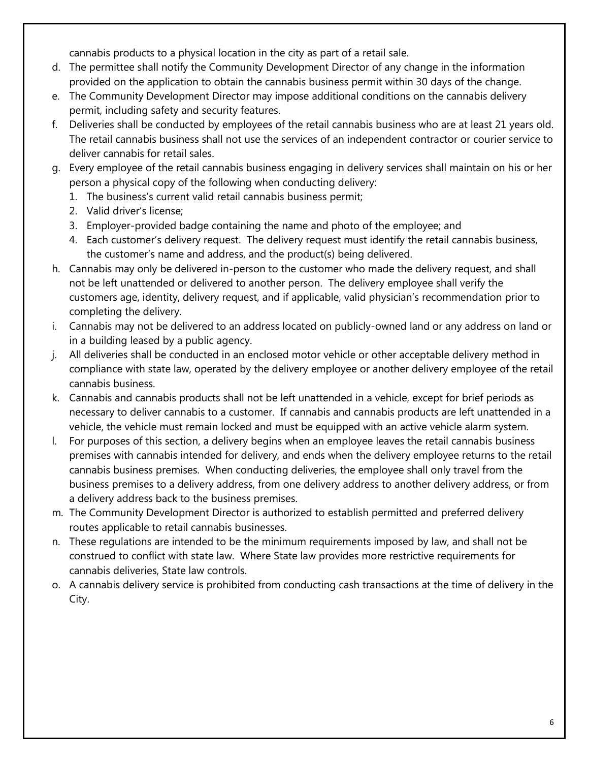cannabis products to a physical location in the city as part of a retail sale.

d. The permittee shall notify the Community Development Director of any change in the information provided on the application to obtain the cannabis business permit within 30 days of the change.
e. The Community Development Director may impose additional conditions on the cannabis delivery permit, including safety and security features.
f. Deliveries shall be conducted by employees of the retail cannabis business who are at least 21 years old. The retail cannabis business shall not use the services of an independent contractor or courier service to deliver cannabis for retail sales.
g. Every employee of the retail cannabis business engaging in delivery services shall maintain on his or her person a physical copy of the following when conducting delivery:
   1. The business's current valid retail cannabis business permit;
   2. Valid driver's license;
   3. Employer-provided badge containing the name and photo of the employee; and
   4. Each customer's delivery request. The delivery request must identify the retail cannabis business, the customer's name and address, and the product(s) being delivered.
h. Cannabis may only be delivered in-person to the customer who made the delivery request, and shall not be left unattended or delivered to another person. The delivery employee shall verify the customers age, identity, delivery request, and if applicable, valid physician's recommendation prior to completing the delivery.
i. Cannabis may not be delivered to an address located on publicly-owned land or any address on land or in a building leased by a public agency.
j. All deliveries shall be conducted in an enclosed motor vehicle or other acceptable delivery method in compliance with state law, operated by the delivery employee or another delivery employee of the retail cannabis business.
k. Cannabis and cannabis products shall not be left unattended in a vehicle, except for brief periods as necessary to deliver cannabis to a customer. If cannabis and cannabis products are left unattended in a vehicle, the vehicle must remain locked and must be equipped with an active vehicle alarm system.
l. For purposes of this section, a delivery begins when an employee leaves the retail cannabis business premises with cannabis intended for delivery, and ends when the delivery employee returns to the retail cannabis business premises. When conducting deliveries, the employee shall only travel from the business premises to a delivery address, from one delivery address to another delivery address, or from a delivery address back to the business premises.
m. The Community Development Director is authorized to establish permitted and preferred delivery routes applicable to retail cannabis businesses.
n. These regulations are intended to be the minimum requirements imposed by law, and shall not be construed to conflict with state law. Where State law provides more restrictive requirements for cannabis deliveries, State law controls.
o. A cannabis delivery service is prohibited from conducting cash transactions at the time of delivery in the City.